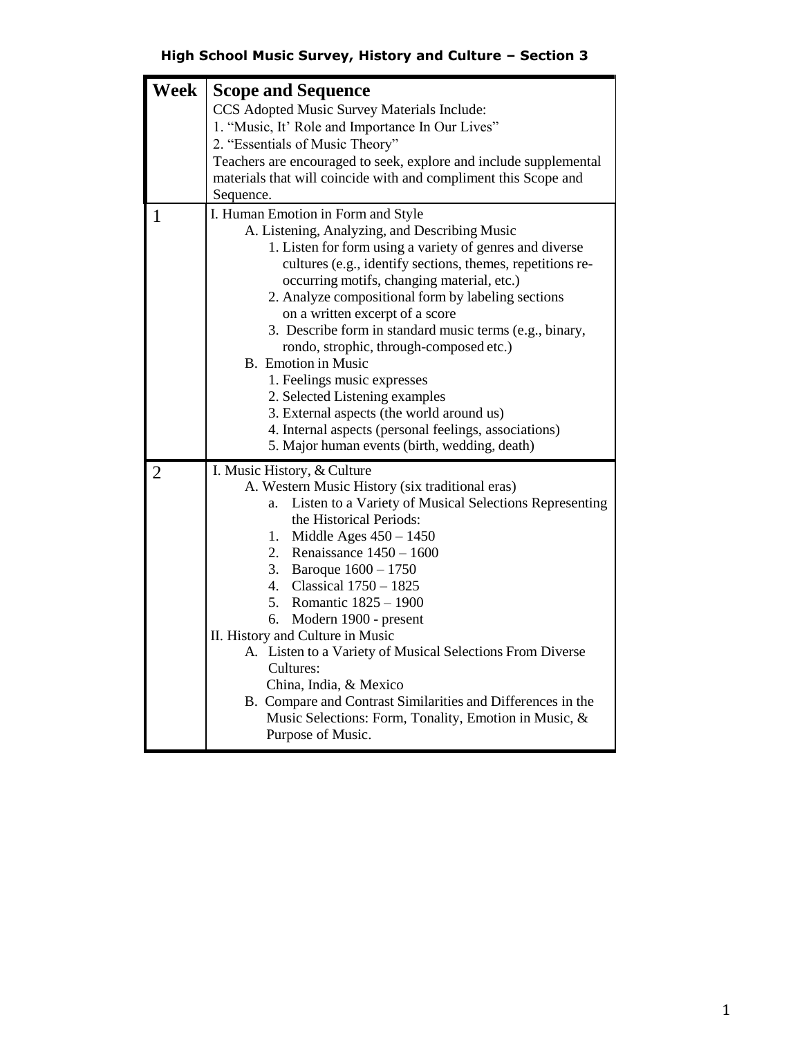# High School Music Survey, History and Culture – Section 3

| Week | Scope and Sequence |
|---|---|
| | **Scope and Sequence**<br>CCS Adopted Music Survey Materials Include:<br>1. "Music, It' Role and Importance In Our Lives"<br>2. "Essentials of Music Theory"<br>Teachers are encouraged to seek, explore and include supplemental materials that will coincide with and compliment this Scope and Sequence. |
| 1 | I. Human Emotion in Form and Style<br>A. Listening, Analyzing, and Describing Music<br>1. Listen for form using a variety of genres and diverse cultures (e.g., identify sections, themes, repetitions re-occurring motifs, changing material, etc.)<br>2. Analyze compositional form by labeling sections on a written excerpt of a score<br>3. Describe form in standard music terms (e.g., binary, rondo, strophic, through-composed etc.)<br>B. Emotion in Music<br>1. Feelings music expresses<br>2. Selected Listening examples<br>3. External aspects (the world around us)<br>4. Internal aspects (personal feelings, associations)<br>5. Major human events (birth, wedding, death) |
| 2 | I. Music History, & Culture<br>A. Western Music History (six traditional eras)<br>a. Listen to a Variety of Musical Selections Representing the Historical Periods:<br>1. Middle Ages 450 – 1450<br>2. Renaissance 1450 – 1600<br>3. Baroque 1600 – 1750<br>4. Classical 1750 – 1825<br>5. Romantic 1825 – 1900<br>6. Modern 1900 - present<br>II. History and Culture in Music<br>A. Listen to a Variety of Musical Selections From Diverse Cultures:<br>China, India, & Mexico<br>B. Compare and Contrast Similarities and Differences in the Music Selections: Form, Tonality, Emotion in Music, & Purpose of Music. |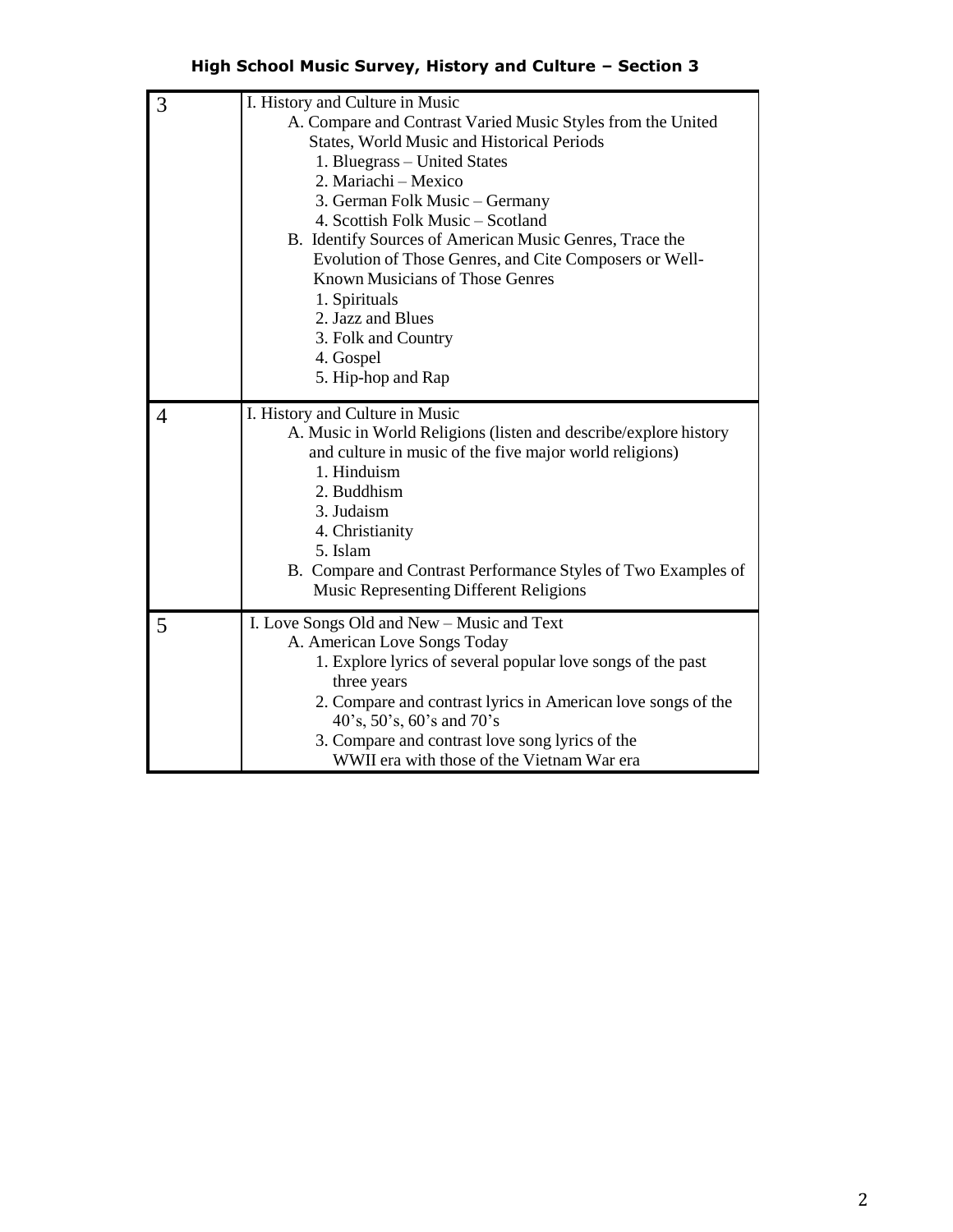## High School Music Survey, History and Culture – Section 3

| | |
|---|---|
| 3 | I. History and Culture in Music<br>A. Compare and Contrast Varied Music Styles from the United States, World Music and Historical Periods<br>1. Bluegrass – United States<br>2. Mariachi – Mexico<br>3. German Folk Music – Germany<br>4. Scottish Folk Music – Scotland<br>B. Identify Sources of American Music Genres, Trace the Evolution of Those Genres, and Cite Composers or Well-Known Musicians of Those Genres<br>1. Spirituals<br>2. Jazz and Blues<br>3. Folk and Country<br>4. Gospel<br>5. Hip-hop and Rap |
| 4 | I. History and Culture in Music<br>A. Music in World Religions (listen and describe/explore history and culture in music of the five major world religions)<br>1. Hinduism<br>2. Buddhism<br>3. Judaism<br>4. Christianity<br>5. Islam<br>B. Compare and Contrast Performance Styles of Two Examples of Music Representing Different Religions |
| 5 | I. Love Songs Old and New – Music and Text<br>A. American Love Songs Today<br>1. Explore lyrics of several popular love songs of the past three years<br>2. Compare and contrast lyrics in American love songs of the 40's, 50's, 60's and 70's<br>3. Compare and contrast love song lyrics of the WWII era with those of the Vietnam War era |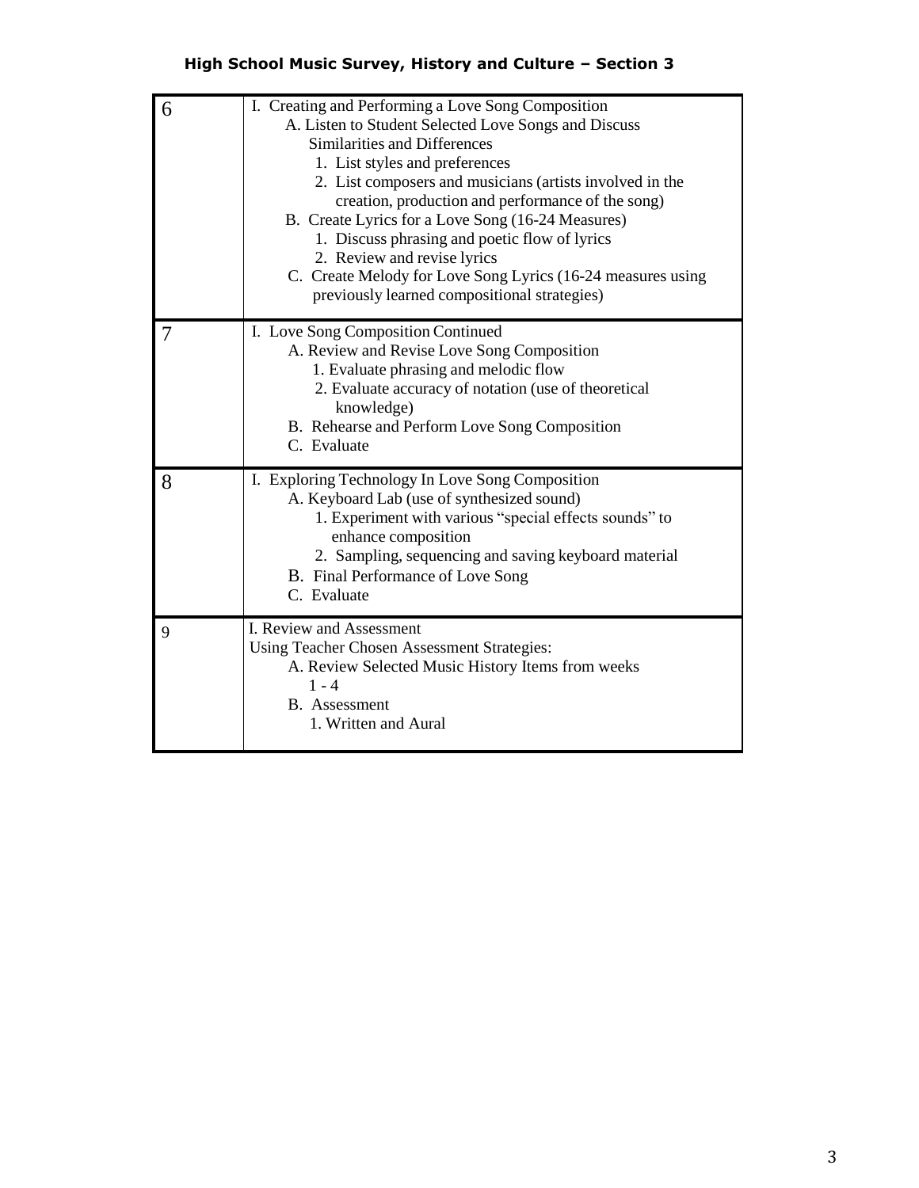**High School Music Survey, History and Culture – Section 3**

| | |
|---|---|
| 6 | I. Creating and Performing a Love Song Composition<br>A. Listen to Student Selected Love Songs and Discuss Similarities and Differences<br>1. List styles and preferences<br>2. List composers and musicians (artists involved in the creation, production and performance of the song)<br>B. Create Lyrics for a Love Song (16-24 Measures)<br>1. Discuss phrasing and poetic flow of lyrics<br>2. Review and revise lyrics<br>C. Create Melody for Love Song Lyrics (16-24 measures using previously learned compositional strategies) |
| 7 | I. Love Song Composition Continued<br>A. Review and Revise Love Song Composition<br>1. Evaluate phrasing and melodic flow<br>2. Evaluate accuracy of notation (use of theoretical knowledge)<br>B. Rehearse and Perform Love Song Composition<br>C. Evaluate |
| 8 | I. Exploring Technology In Love Song Composition<br>A. Keyboard Lab (use of synthesized sound)<br>1. Experiment with various "special effects sounds" to enhance composition<br>2. Sampling, sequencing and saving keyboard material<br>B. Final Performance of Love Song<br>C. Evaluate |
| 9 | I. Review and Assessment<br>Using Teacher Chosen Assessment Strategies:<br>A. Review Selected Music History Items from weeks 1 - 4<br>B. Assessment<br>1. Written and Aural |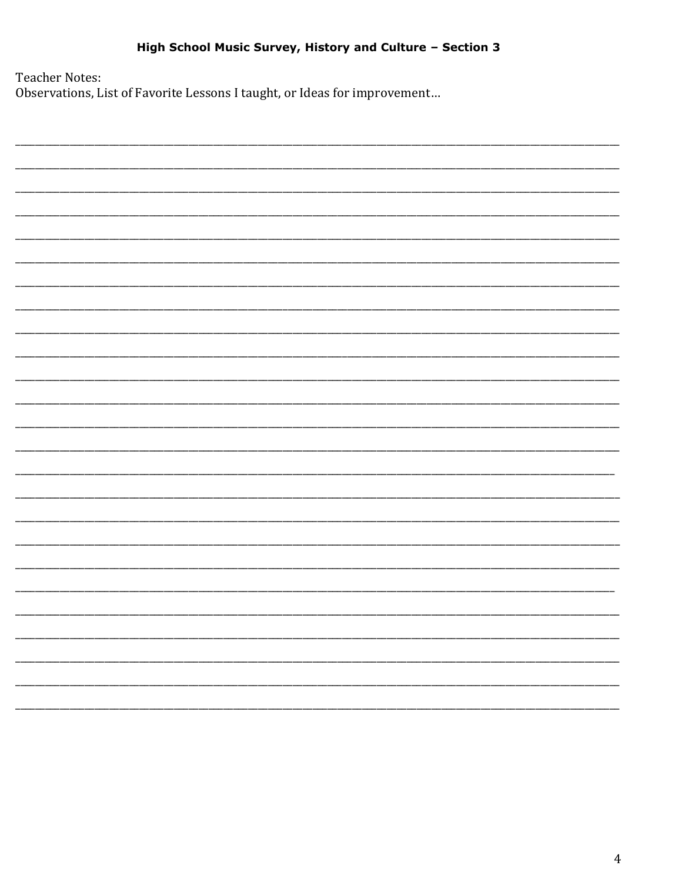## High School Music Survey, History and Culture – Section 3

Teacher Notes:
Observations, List of Favorite Lessons I taught, or Ideas for improvement…

_______________________________________________________________________________

_______________________________________________________________________________

_______________________________________________________________________________

_______________________________________________________________________________

_______________________________________________________________________________

_______________________________________________________________________________

_______________________________________________________________________________

_______________________________________________________________________________

_______________________________________________________________________________

_______________________________________________________________________________

_______________________________________________________________________________

_______________________________________________________________________________

_______________________________________________________________________________

_______________________________________________________________________________

_______________________________________________________________________________

_______________________________________________________________________________

_______________________________________________________________________________

_______________________________________________________________________________

_______________________________________________________________________________

_______________________________________________________________________________

_______________________________________________________________________________

_______________________________________________________________________________

_______________________________________________________________________________

_______________________________________________________________________________

_______________________________________________________________________________